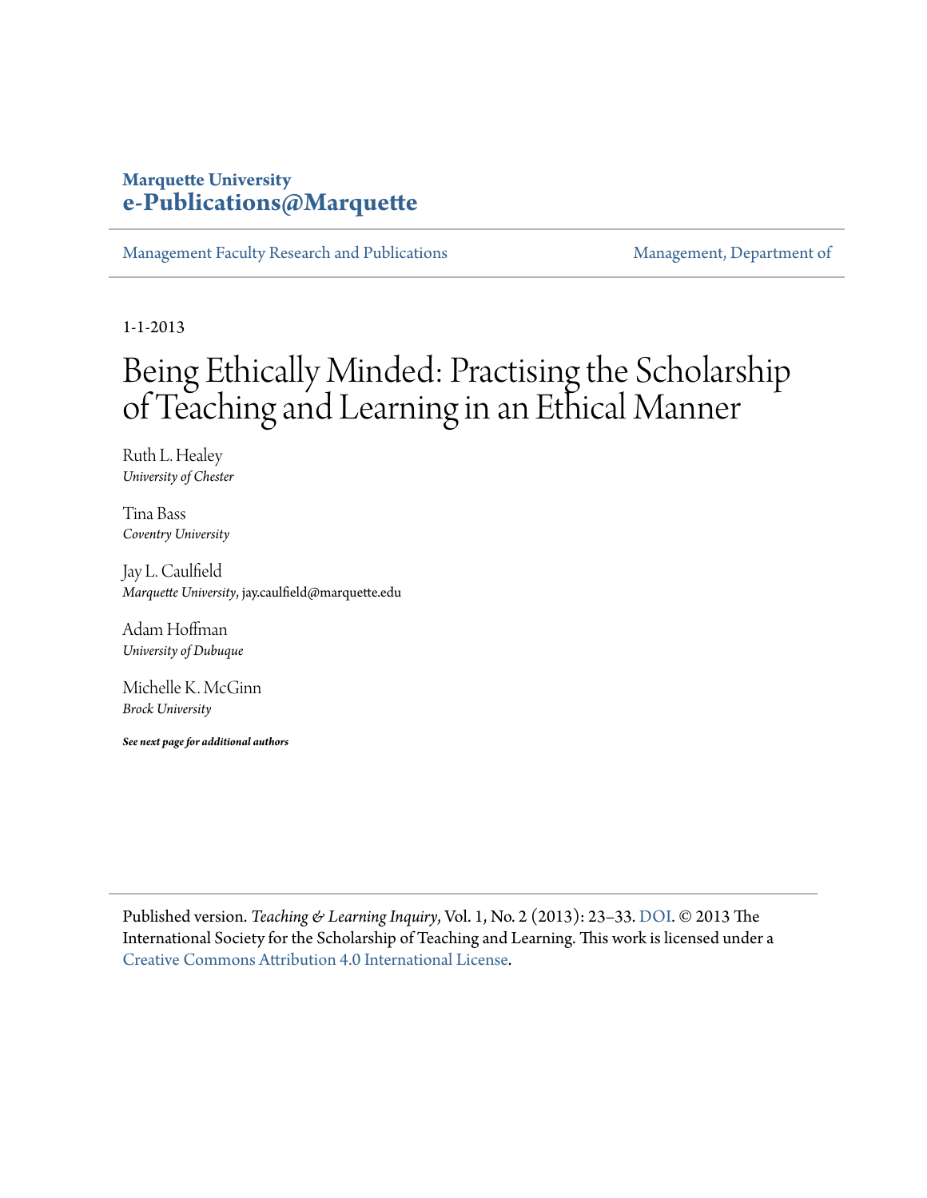**Marquette University**
**e-Publications@Marquette**

Management Faculty Research and Publications | Management, Department of

1-1-2013

# Being Ethically Minded: Practising the Scholarship of Teaching and Learning in an Ethical Manner

Ruth L. Healey
*University of Chester*

Tina Bass
*Coventry University*

Jay L. Caulfield
*Marquette University*, jay.caulfield@marquette.edu

Adam Hoffman
*University of Dubuque*

Michelle K. McGinn
*Brock University*

***See next page for additional authors***

Published version. *Teaching & Learning Inquiry*, Vol. 1, No. 2 (2013): 23–33. DOI. © 2013 The International Society for the Scholarship of Teaching and Learning. This work is licensed under a Creative Commons Attribution 4.0 International License.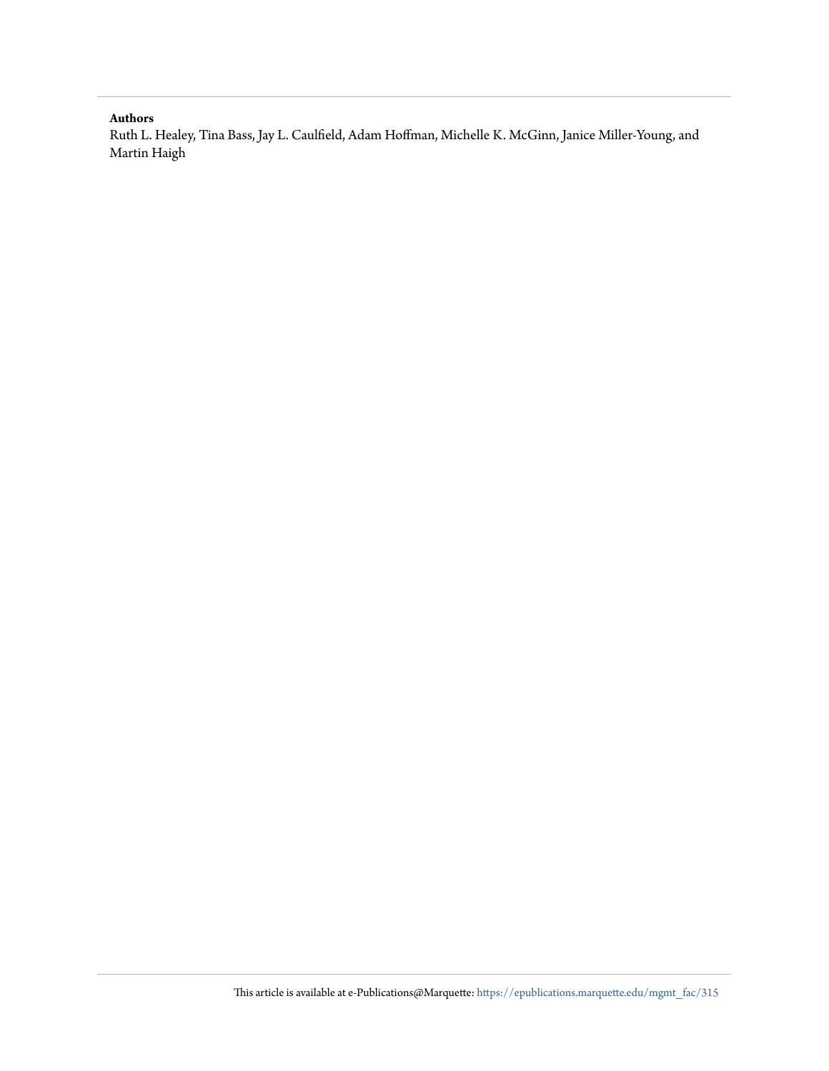**Authors**

Ruth L. Healey, Tina Bass, Jay L. Caulfield, Adam Hoffman, Michelle K. McGinn, Janice Miller-Young, and Martin Haigh

This article is available at e-Publications@Marquette: https://epublications.marquette.edu/mgmt_fac/315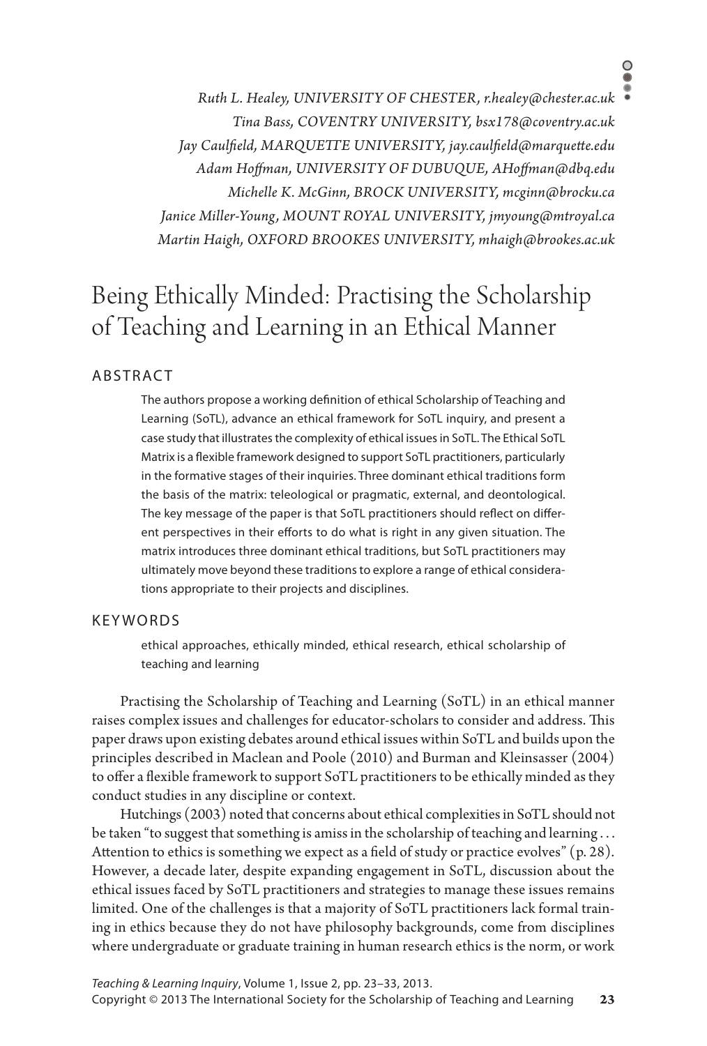Ruth L. Healey, UNIVERSITY OF CHESTER, r.healey@chester.ac.uk
Tina Bass, COVENTRY UNIVERSITY, bsx178@coventry.ac.uk
Jay Caulfield, MARQUETTE UNIVERSITY, jay.caulfield@marquette.edu
Adam Hoffman, UNIVERSITY OF DUBUQUE, AHoffman@dbq.edu
Michelle K. McGinn, BROCK UNIVERSITY, mcginn@brocku.ca
Janice Miller-Young, MOUNT ROYAL UNIVERSITY, jmyoung@mtroyal.ca
Martin Haigh, OXFORD BROOKES UNIVERSITY, mhaigh@brookes.ac.uk

# Being Ethically Minded: Practising the Scholarship of Teaching and Learning in an Ethical Manner

## ABSTRACT

The authors propose a working definition of ethical Scholarship of Teaching and Learning (SoTL), advance an ethical framework for SoTL inquiry, and present a case study that illustrates the complexity of ethical issues in SoTL. The Ethical SoTL Matrix is a flexible framework designed to support SoTL practitioners, particularly in the formative stages of their inquiries. Three dominant ethical traditions form the basis of the matrix: teleological or pragmatic, external, and deontological. The key message of the paper is that SoTL practitioners should reflect on different perspectives in their efforts to do what is right in any given situation. The matrix introduces three dominant ethical traditions, but SoTL practitioners may ultimately move beyond these traditions to explore a range of ethical considerations appropriate to their projects and disciplines.

## KEYWORDS

ethical approaches, ethically minded, ethical research, ethical scholarship of teaching and learning

Practising the Scholarship of Teaching and Learning (SoTL) in an ethical manner raises complex issues and challenges for educator-scholars to consider and address. This paper draws upon existing debates around ethical issues within SoTL and builds upon the principles described in Maclean and Poole (2010) and Burman and Kleinsasser (2004) to offer a flexible framework to support SoTL practitioners to be ethically minded as they conduct studies in any discipline or context.

Hutchings (2003) noted that concerns about ethical complexities in SoTL should not be taken "to suggest that something is amiss in the scholarship of teaching and learning . . . Attention to ethics is something we expect as a field of study or practice evolves" (p. 28). However, a decade later, despite expanding engagement in SoTL, discussion about the ethical issues faced by SoTL practitioners and strategies to manage these issues remains limited. One of the challenges is that a majority of SoTL practitioners lack formal training in ethics because they do not have philosophy backgrounds, come from disciplines where undergraduate or graduate training in human research ethics is the norm, or work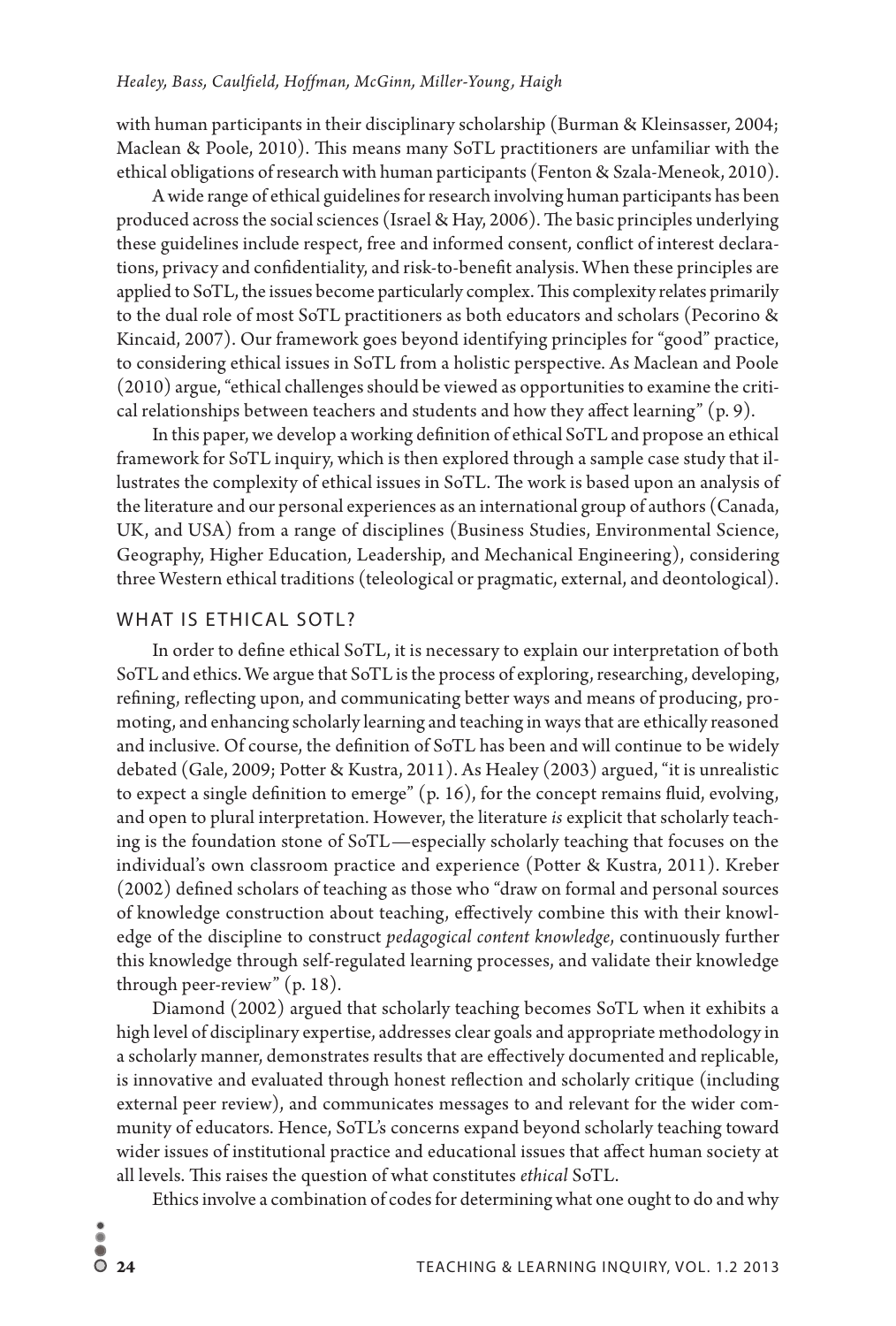with human participants in their disciplinary scholarship (Burman & Kleinsasser, 2004; Maclean & Poole, 2010). This means many SoTL practitioners are unfamiliar with the ethical obligations of research with human participants (Fenton & Szala-Meneok, 2010).

A wide range of ethical guidelines for research involving human participants has been produced across the social sciences (Israel & Hay, 2006). The basic principles underlying these guidelines include respect, free and informed consent, conflict of interest declarations, privacy and confidentiality, and risk-to-benefit analysis. When these principles are applied to SoTL, the issues become particularly complex. This complexity relates primarily to the dual role of most SoTL practitioners as both educators and scholars (Pecorino & Kincaid, 2007). Our framework goes beyond identifying principles for "good" practice, to considering ethical issues in SoTL from a holistic perspective. As Maclean and Poole (2010) argue, "ethical challenges should be viewed as opportunities to examine the critical relationships between teachers and students and how they affect learning" (p. 9).

In this paper, we develop a working definition of ethical SoTL and propose an ethical framework for SoTL inquiry, which is then explored through a sample case study that illustrates the complexity of ethical issues in SoTL. The work is based upon an analysis of the literature and our personal experiences as an international group of authors (Canada, UK, and USA) from a range of disciplines (Business Studies, Environmental Science, Geography, Higher Education, Leadership, and Mechanical Engineering), considering three Western ethical traditions (teleological or pragmatic, external, and deontological).

## WHAT IS ETHICAL SOTL?

In order to define ethical SoTL, it is necessary to explain our interpretation of both SoTL and ethics. We argue that SoTL is the process of exploring, researching, developing, refining, reflecting upon, and communicating better ways and means of producing, promoting, and enhancing scholarly learning and teaching in ways that are ethically reasoned and inclusive. Of course, the definition of SoTL has been and will continue to be widely debated (Gale, 2009; Potter & Kustra, 2011). As Healey (2003) argued, "it is unrealistic to expect a single definition to emerge" (p. 16), for the concept remains fluid, evolving, and open to plural interpretation. However, the literature *is* explicit that scholarly teaching is the foundation stone of SoTL—especially scholarly teaching that focuses on the individual's own classroom practice and experience (Potter & Kustra, 2011). Kreber (2002) defined scholars of teaching as those who "draw on formal and personal sources of knowledge construction about teaching, effectively combine this with their knowledge of the discipline to construct *pedagogical content knowledge*, continuously further this knowledge through self-regulated learning processes, and validate their knowledge through peer-review" (p. 18).

Diamond (2002) argued that scholarly teaching becomes SoTL when it exhibits a high level of disciplinary expertise, addresses clear goals and appropriate methodology in a scholarly manner, demonstrates results that are effectively documented and replicable, is innovative and evaluated through honest reflection and scholarly critique (including external peer review), and communicates messages to and relevant for the wider community of educators. Hence, SoTL's concerns expand beyond scholarly teaching toward wider issues of institutional practice and educational issues that affect human society at all levels. This raises the question of what constitutes *ethical* SoTL.

Ethics involve a combination of codes for determining what one ought to do and why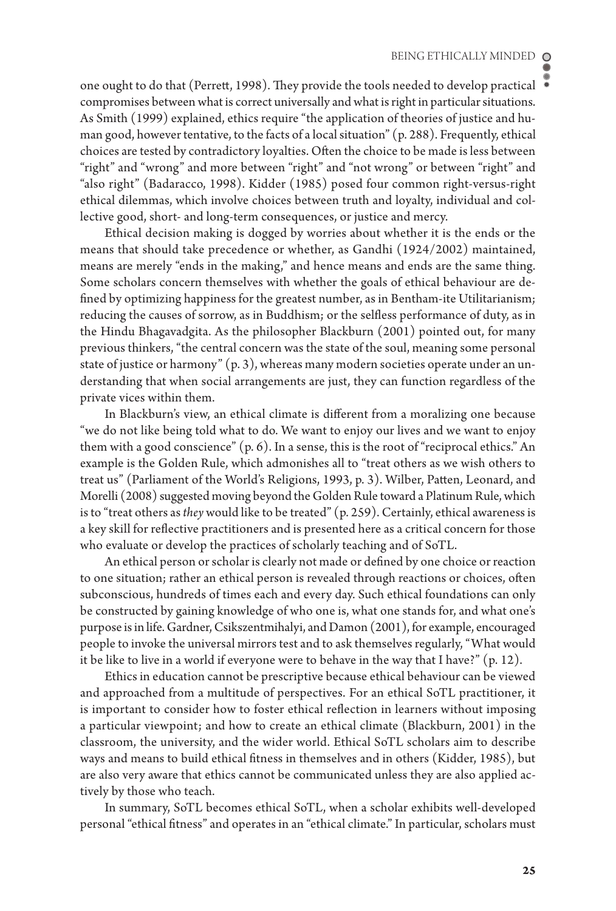one ought to do that (Perrett, 1998). They provide the tools needed to develop practical compromises between what is correct universally and what is right in particular situations. As Smith (1999) explained, ethics require "the application of theories of justice and human good, however tentative, to the facts of a local situation" (p. 288). Frequently, ethical choices are tested by contradictory loyalties. Often the choice to be made is less between "right" and "wrong" and more between "right" and "not wrong" or between "right" and "also right" (Badaracco, 1998). Kidder (1985) posed four common right-versus-right ethical dilemmas, which involve choices between truth and loyalty, individual and collective good, short- and long-term consequences, or justice and mercy.

Ethical decision making is dogged by worries about whether it is the ends or the means that should take precedence or whether, as Gandhi (1924/2002) maintained, means are merely "ends in the making," and hence means and ends are the same thing. Some scholars concern themselves with whether the goals of ethical behaviour are defined by optimizing happiness for the greatest number, as in Bentham-ite Utilitarianism; reducing the causes of sorrow, as in Buddhism; or the selfless performance of duty, as in the Hindu Bhagavadgita. As the philosopher Blackburn (2001) pointed out, for many previous thinkers, "the central concern was the state of the soul, meaning some personal state of justice or harmony" (p. 3), whereas many modern societies operate under an understanding that when social arrangements are just, they can function regardless of the private vices within them.

In Blackburn's view, an ethical climate is different from a moralizing one because "we do not like being told what to do. We want to enjoy our lives and we want to enjoy them with a good conscience" (p. 6). In a sense, this is the root of "reciprocal ethics." An example is the Golden Rule, which admonishes all to "treat others as we wish others to treat us" (Parliament of the World's Religions, 1993, p. 3). Wilber, Patten, Leonard, and Morelli (2008) suggested moving beyond the Golden Rule toward a Platinum Rule, which is to "treat others as *they* would like to be treated" (p. 259). Certainly, ethical awareness is a key skill for reflective practitioners and is presented here as a critical concern for those who evaluate or develop the practices of scholarly teaching and of SoTL.

An ethical person or scholar is clearly not made or defined by one choice or reaction to one situation; rather an ethical person is revealed through reactions or choices, often subconscious, hundreds of times each and every day. Such ethical foundations can only be constructed by gaining knowledge of who one is, what one stands for, and what one's purpose is in life. Gardner, Csikszentmihalyi, and Damon (2001), for example, encouraged people to invoke the universal mirrors test and to ask themselves regularly, "What would it be like to live in a world if everyone were to behave in the way that I have?" (p. 12).

Ethics in education cannot be prescriptive because ethical behaviour can be viewed and approached from a multitude of perspectives. For an ethical SoTL practitioner, it is important to consider how to foster ethical reflection in learners without imposing a particular viewpoint; and how to create an ethical climate (Blackburn, 2001) in the classroom, the university, and the wider world. Ethical SoTL scholars aim to describe ways and means to build ethical fitness in themselves and in others (Kidder, 1985), but are also very aware that ethics cannot be communicated unless they are also applied actively by those who teach.

In summary, SoTL becomes ethical SoTL, when a scholar exhibits well-developed personal "ethical fitness" and operates in an "ethical climate." In particular, scholars must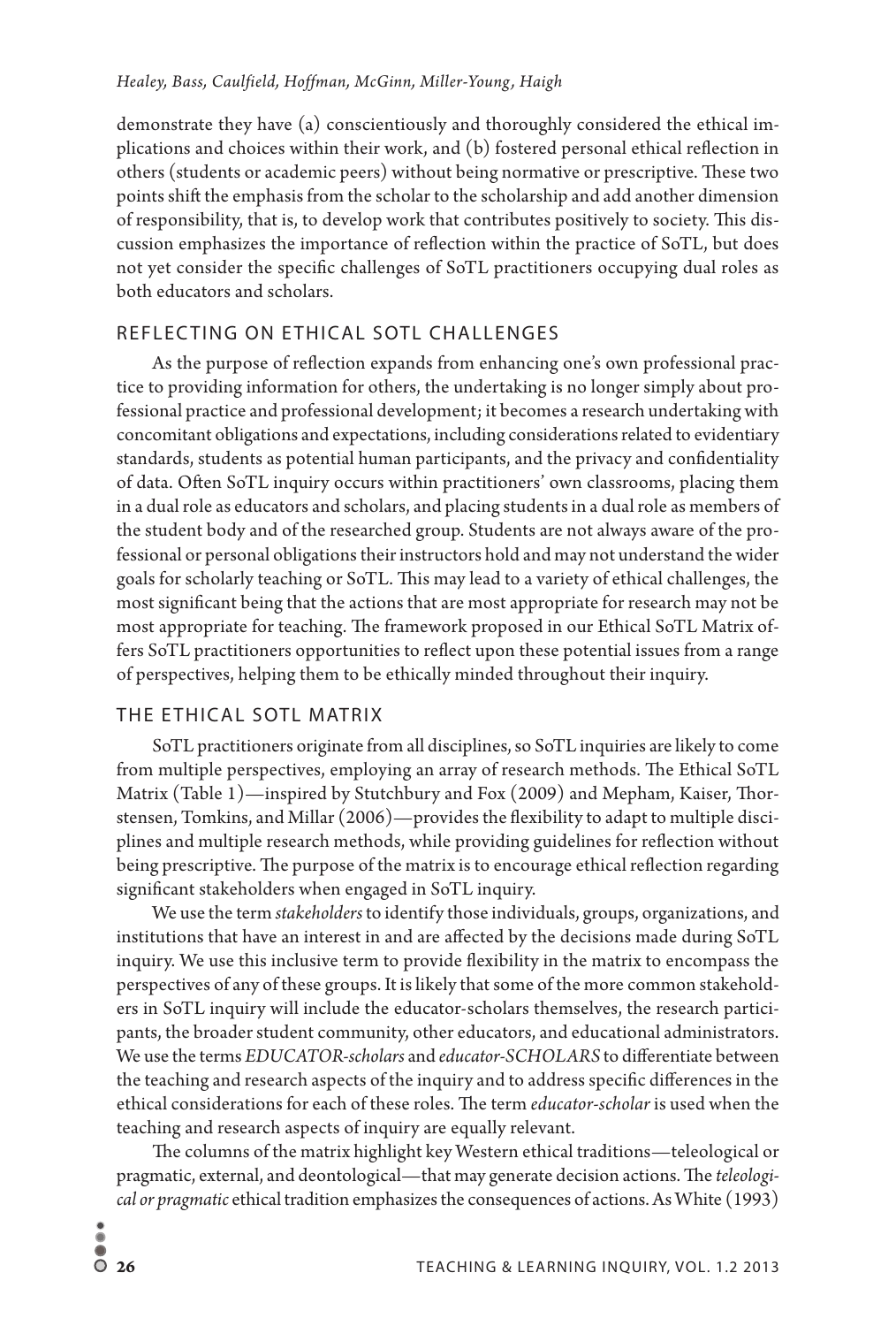demonstrate they have (a) conscientiously and thoroughly considered the ethical implications and choices within their work, and (b) fostered personal ethical reflection in others (students or academic peers) without being normative or prescriptive. These two points shift the emphasis from the scholar to the scholarship and add another dimension of responsibility, that is, to develop work that contributes positively to society. This discussion emphasizes the importance of reflection within the practice of SoTL, but does not yet consider the specific challenges of SoTL practitioners occupying dual roles as both educators and scholars.

## REFLECTING ON ETHICAL SOTL CHALLENGES

As the purpose of reflection expands from enhancing one's own professional practice to providing information for others, the undertaking is no longer simply about professional practice and professional development; it becomes a research undertaking with concomitant obligations and expectations, including considerations related to evidentiary standards, students as potential human participants, and the privacy and confidentiality of data. Often SoTL inquiry occurs within practitioners' own classrooms, placing them in a dual role as educators and scholars, and placing students in a dual role as members of the student body and of the researched group. Students are not always aware of the professional or personal obligations their instructors hold and may not understand the wider goals for scholarly teaching or SoTL. This may lead to a variety of ethical challenges, the most significant being that the actions that are most appropriate for research may not be most appropriate for teaching. The framework proposed in our Ethical SoTL Matrix offers SoTL practitioners opportunities to reflect upon these potential issues from a range of perspectives, helping them to be ethically minded throughout their inquiry.

## THE ETHICAL SOTL MATRIX

SoTL practitioners originate from all disciplines, so SoTL inquiries are likely to come from multiple perspectives, employing an array of research methods. The Ethical SoTL Matrix (Table 1)—inspired by Stutchbury and Fox (2009) and Mepham, Kaiser, Thorstensen, Tomkins, and Millar (2006)—provides the flexibility to adapt to multiple disciplines and multiple research methods, while providing guidelines for reflection without being prescriptive. The purpose of the matrix is to encourage ethical reflection regarding significant stakeholders when engaged in SoTL inquiry.

We use the term *stakeholders* to identify those individuals, groups, organizations, and institutions that have an interest in and are affected by the decisions made during SoTL inquiry. We use this inclusive term to provide flexibility in the matrix to encompass the perspectives of any of these groups. It is likely that some of the more common stakeholders in SoTL inquiry will include the educator-scholars themselves, the research participants, the broader student community, other educators, and educational administrators. We use the terms *EDUCATOR-scholars* and *educator-SCHOLARS* to differentiate between the teaching and research aspects of the inquiry and to address specific differences in the ethical considerations for each of these roles. The term *educator-scholar* is used when the teaching and research aspects of inquiry are equally relevant.

The columns of the matrix highlight key Western ethical traditions—teleological or pragmatic, external, and deontological—that may generate decision actions. The *teleological or pragmatic* ethical tradition emphasizes the consequences of actions. As White (1993)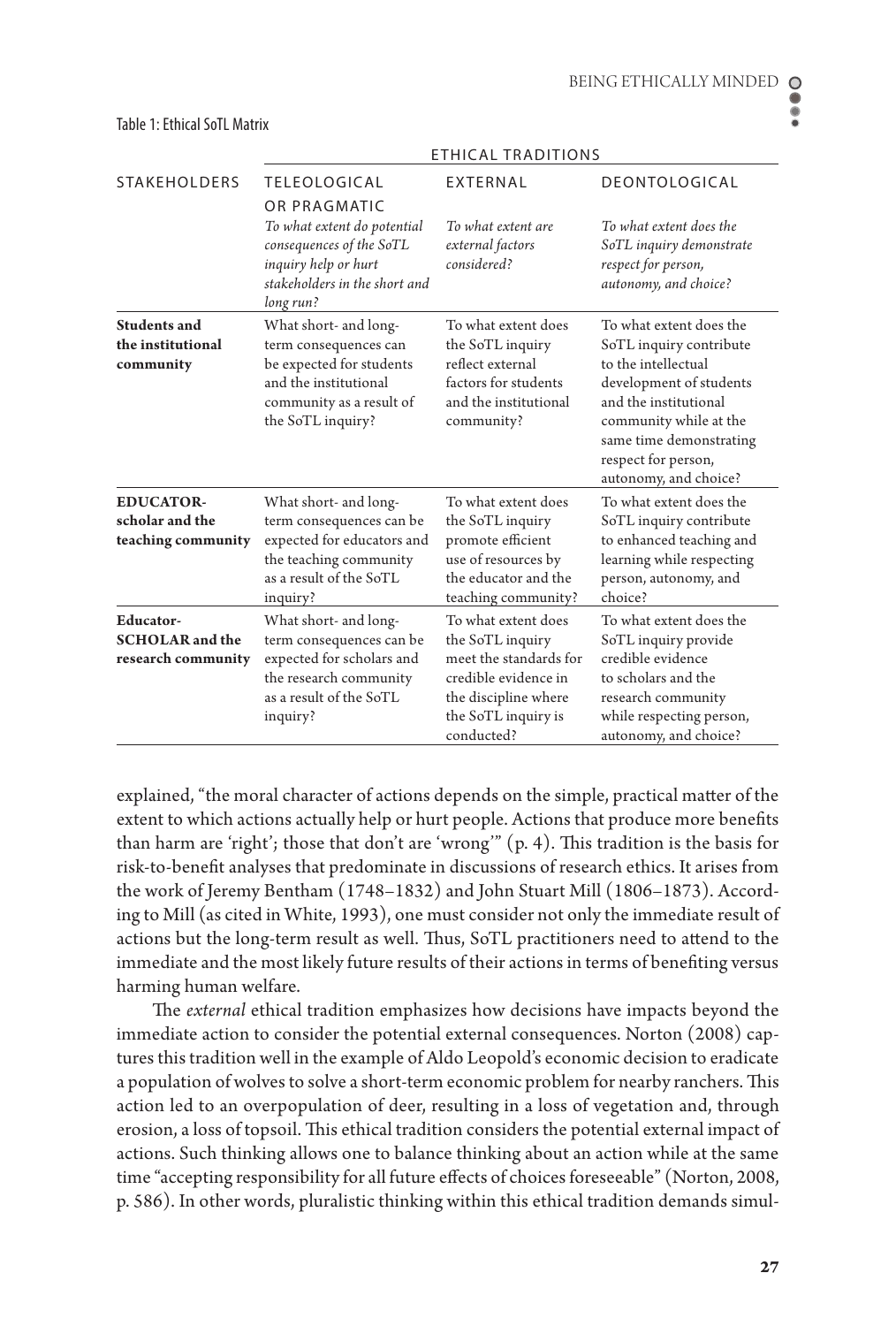Table 1: Ethical SoTL Matrix

| STAKEHOLDERS | ETHICAL TRADITIONS | | |
|---|---|---|---|
| | TELEOLOGICAL OR PRAGMATIC<br>*To what extent do potential consequences of the SoTL inquiry help or hurt stakeholders in the short and long run?* | EXTERNAL<br>*To what extent are external factors considered?* | DEONTOLOGICAL<br>*To what extent does the SoTL inquiry demonstrate respect for person, autonomy, and choice?* |
| **Students and the institutional community** | What short- and long-term consequences can be expected for students and the institutional community as a result of the SoTL inquiry? | To what extent does the SoTL inquiry reflect external factors for students and the institutional community? | To what extent does the SoTL inquiry contribute to the intellectual development of students and the institutional community while at the same time demonstrating respect for person, autonomy, and choice? |
| **EDUCATOR-scholar and the teaching community** | What short- and long-term consequences can be expected for educators and the teaching community as a result of the SoTL inquiry? | To what extent does the SoTL inquiry promote efficient use of resources by the educator and the teaching community? | To what extent does the SoTL inquiry contribute to enhanced teaching and learning while respecting person, autonomy, and choice? |
| **Educator-SCHOLAR and the research community** | What short- and long-term consequences can be expected for scholars and the research community as a result of the SoTL inquiry? | To what extent does the SoTL inquiry meet the standards for credible evidence in the discipline where the SoTL inquiry is conducted? | To what extent does the SoTL inquiry provide credible evidence to scholars and the research community while respecting person, autonomy, and choice? |

explained, "the moral character of actions depends on the simple, practical matter of the extent to which actions actually help or hurt people. Actions that produce more benefits than harm are 'right'; those that don't are 'wrong'" (p. 4). This tradition is the basis for risk-to-benefit analyses that predominate in discussions of research ethics. It arises from the work of Jeremy Bentham (1748–1832) and John Stuart Mill (1806–1873). According to Mill (as cited in White, 1993), one must consider not only the immediate result of actions but the long-term result as well. Thus, SoTL practitioners need to attend to the immediate and the most likely future results of their actions in terms of benefiting versus harming human welfare.

The *external* ethical tradition emphasizes how decisions have impacts beyond the immediate action to consider the potential external consequences. Norton (2008) captures this tradition well in the example of Aldo Leopold's economic decision to eradicate a population of wolves to solve a short-term economic problem for nearby ranchers. This action led to an overpopulation of deer, resulting in a loss of vegetation and, through erosion, a loss of topsoil. This ethical tradition considers the potential external impact of actions. Such thinking allows one to balance thinking about an action while at the same time "accepting responsibility for all future effects of choices foreseeable" (Norton, 2008, p. 586). In other words, pluralistic thinking within this ethical tradition demands simul-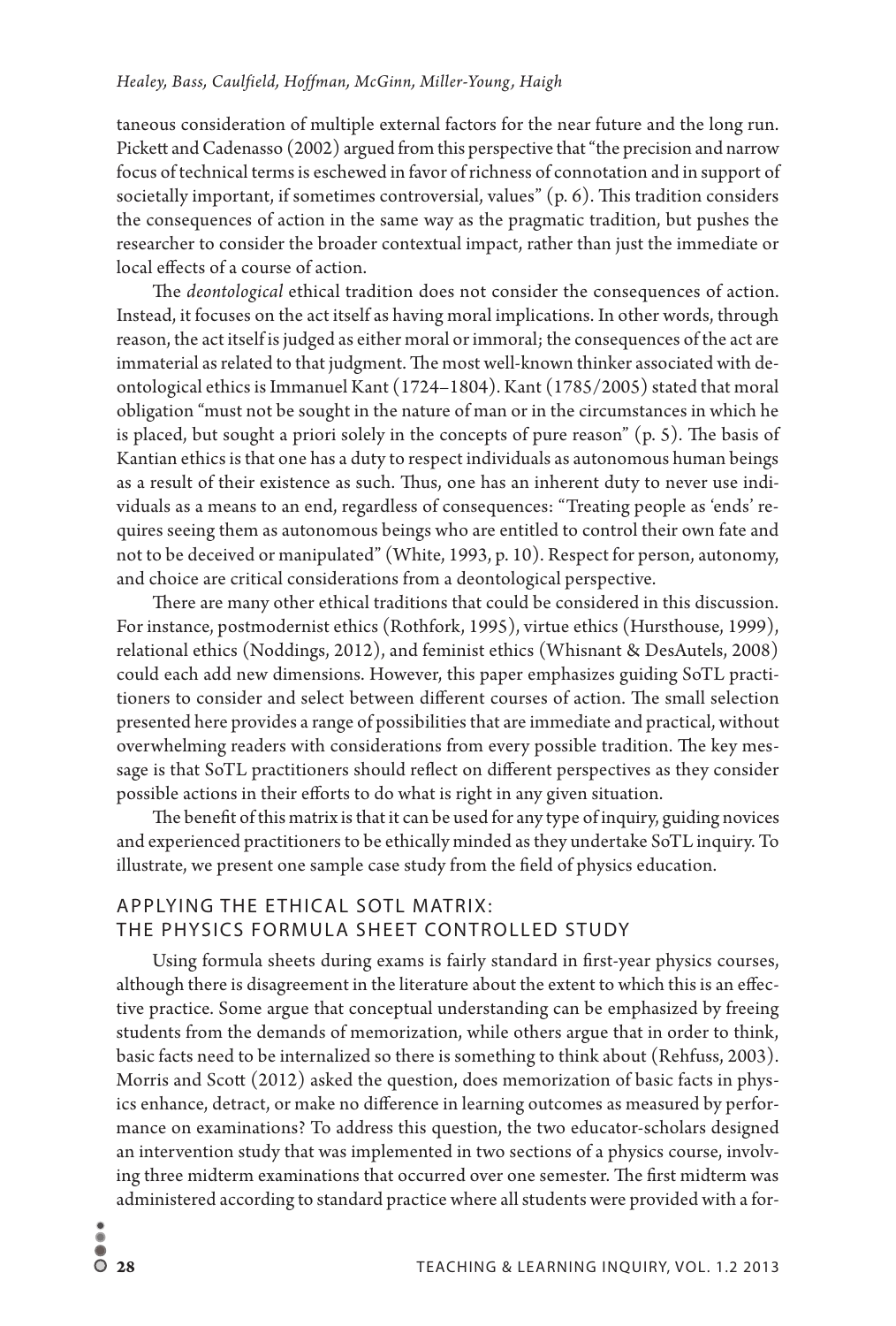taneous consideration of multiple external factors for the near future and the long run. Pickett and Cadenasso (2002) argued from this perspective that "the precision and narrow focus of technical terms is eschewed in favor of richness of connotation and in support of societally important, if sometimes controversial, values" (p. 6). This tradition considers the consequences of action in the same way as the pragmatic tradition, but pushes the researcher to consider the broader contextual impact, rather than just the immediate or local effects of a course of action.

The *deontological* ethical tradition does not consider the consequences of action. Instead, it focuses on the act itself as having moral implications. In other words, through reason, the act itself is judged as either moral or immoral; the consequences of the act are immaterial as related to that judgment. The most well-known thinker associated with deontological ethics is Immanuel Kant (1724–1804). Kant (1785/2005) stated that moral obligation "must not be sought in the nature of man or in the circumstances in which he is placed, but sought a priori solely in the concepts of pure reason" (p. 5). The basis of Kantian ethics is that one has a duty to respect individuals as autonomous human beings as a result of their existence as such. Thus, one has an inherent duty to never use individuals as a means to an end, regardless of consequences: "Treating people as 'ends' requires seeing them as autonomous beings who are entitled to control their own fate and not to be deceived or manipulated" (White, 1993, p. 10). Respect for person, autonomy, and choice are critical considerations from a deontological perspective.

There are many other ethical traditions that could be considered in this discussion. For instance, postmodernist ethics (Rothfork, 1995), virtue ethics (Hursthouse, 1999), relational ethics (Noddings, 2012), and feminist ethics (Whisnant & DesAutels, 2008) could each add new dimensions. However, this paper emphasizes guiding SoTL practitioners to consider and select between different courses of action. The small selection presented here provides a range of possibilities that are immediate and practical, without overwhelming readers with considerations from every possible tradition. The key message is that SoTL practitioners should reflect on different perspectives as they consider possible actions in their efforts to do what is right in any given situation.

The benefit of this matrix is that it can be used for any type of inquiry, guiding novices and experienced practitioners to be ethically minded as they undertake SoTL inquiry. To illustrate, we present one sample case study from the field of physics education.

## APPLYING THE ETHICAL SOTL MATRIX: THE PHYSICS FORMULA SHEET CONTROLLED STUDY

Using formula sheets during exams is fairly standard in first-year physics courses, although there is disagreement in the literature about the extent to which this is an effective practice. Some argue that conceptual understanding can be emphasized by freeing students from the demands of memorization, while others argue that in order to think, basic facts need to be internalized so there is something to think about (Rehfuss, 2003). Morris and Scott (2012) asked the question, does memorization of basic facts in physics enhance, detract, or make no difference in learning outcomes as measured by performance on examinations? To address this question, the two educator-scholars designed an intervention study that was implemented in two sections of a physics course, involving three midterm examinations that occurred over one semester. The first midterm was administered according to standard practice where all students were provided with a for-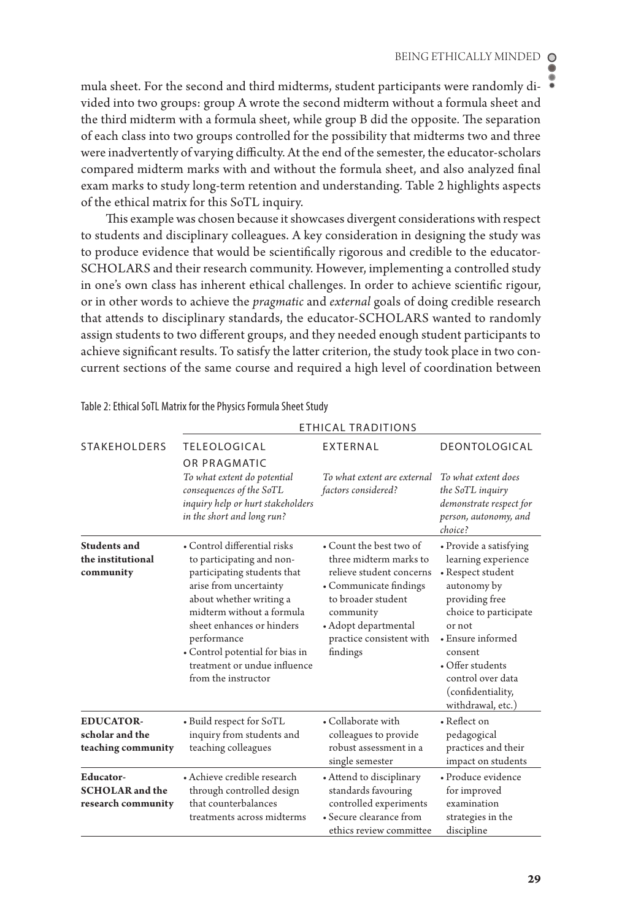mula sheet. For the second and third midterms, student participants were randomly divided into two groups: group A wrote the second midterm without a formula sheet and the third midterm with a formula sheet, while group B did the opposite. The separation of each class into two groups controlled for the possibility that midterms two and three were inadvertently of varying difficulty. At the end of the semester, the educator-scholars compared midterm marks with and without the formula sheet, and also analyzed final exam marks to study long-term retention and understanding. Table 2 highlights aspects of the ethical matrix for this SoTL inquiry.

This example was chosen because it showcases divergent considerations with respect to students and disciplinary colleagues. A key consideration in designing the study was to produce evidence that would be scientifically rigorous and credible to the educator-SCHOLARS and their research community. However, implementing a controlled study in one's own class has inherent ethical challenges. In order to achieve scientific rigour, or in other words to achieve the *pragmatic* and *external* goals of doing credible research that attends to disciplinary standards, the educator-SCHOLARS wanted to randomly assign students to two different groups, and they needed enough student participants to achieve significant results. To satisfy the latter criterion, the study took place in two concurrent sections of the same course and required a high level of coordination between

Table 2: Ethical SoTL Matrix for the Physics Formula Sheet Study

| | ETHICAL TRADITIONS | | |
|---|---|---|---|
| STAKEHOLDERS | TELEOLOGICAL OR PRAGMATIC<br>*To what extent do potential consequences of the SoTL inquiry help or hurt stakeholders in the short and long run?* | EXTERNAL<br>*To what extent are external factors considered?* | DEONTOLOGICAL<br>*To what extent does the SoTL inquiry demonstrate respect for person, autonomy, and choice?* |
| **Students and the institutional community** | • Control differential risks to participating and non-participating students that arise from uncertainty about whether writing a midterm without a formula sheet enhances or hinders performance<br>• Control potential for bias in treatment or undue influence from the instructor | • Count the best two of three midterm marks to relieve student concerns<br>• Communicate findings to broader student community<br>• Adopt departmental practice consistent with findings | • Provide a satisfying learning experience<br>• Respect student autonomy by providing free choice to participate or not<br>• Ensure informed consent<br>• Offer students control over data (confidentiality, withdrawal, etc.) |
| **EDUCATOR-scholar and the teaching community** | • Build respect for SoTL inquiry from students and teaching colleagues | • Collaborate with colleagues to provide robust assessment in a single semester | • Reflect on pedagogical practices and their impact on students |
| **Educator-SCHOLAR and the research community** | • Achieve credible research through controlled design that counterbalances treatments across midterms | • Attend to disciplinary standards favouring controlled experiments<br>• Secure clearance from ethics review committee | • Produce evidence for improved examination strategies in the discipline |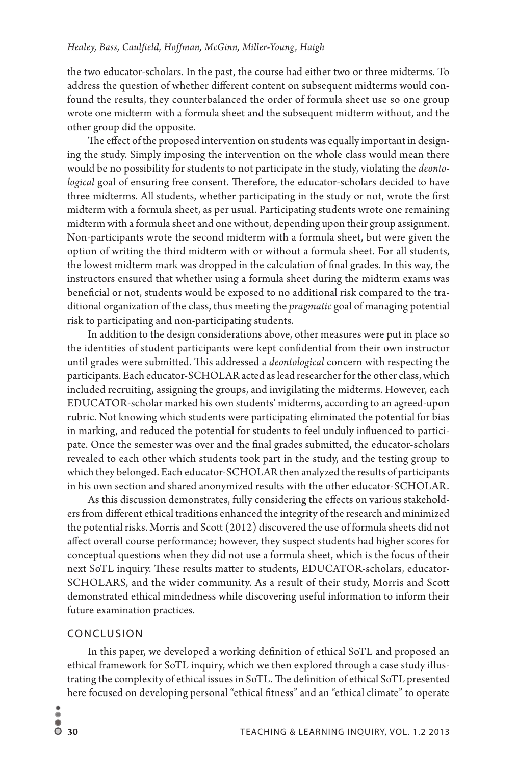the two educator-scholars. In the past, the course had either two or three midterms. To address the question of whether different content on subsequent midterms would confound the results, they counterbalanced the order of formula sheet use so one group wrote one midterm with a formula sheet and the subsequent midterm without, and the other group did the opposite.

The effect of the proposed intervention on students was equally important in designing the study. Simply imposing the intervention on the whole class would mean there would be no possibility for students to not participate in the study, violating the *deontological* goal of ensuring free consent. Therefore, the educator-scholars decided to have three midterms. All students, whether participating in the study or not, wrote the first midterm with a formula sheet, as per usual. Participating students wrote one remaining midterm with a formula sheet and one without, depending upon their group assignment. Non-participants wrote the second midterm with a formula sheet, but were given the option of writing the third midterm with or without a formula sheet. For all students, the lowest midterm mark was dropped in the calculation of final grades. In this way, the instructors ensured that whether using a formula sheet during the midterm exams was beneficial or not, students would be exposed to no additional risk compared to the traditional organization of the class, thus meeting the *pragmatic* goal of managing potential risk to participating and non-participating students.

In addition to the design considerations above, other measures were put in place so the identities of student participants were kept confidential from their own instructor until grades were submitted. This addressed a *deontological* concern with respecting the participants. Each educator-SCHOLAR acted as lead researcher for the other class, which included recruiting, assigning the groups, and invigilating the midterms. However, each EDUCATOR-scholar marked his own students' midterms, according to an agreed-upon rubric. Not knowing which students were participating eliminated the potential for bias in marking, and reduced the potential for students to feel unduly influenced to participate. Once the semester was over and the final grades submitted, the educator-scholars revealed to each other which students took part in the study, and the testing group to which they belonged. Each educator-SCHOLAR then analyzed the results of participants in his own section and shared anonymized results with the other educator-SCHOLAR.

As this discussion demonstrates, fully considering the effects on various stakeholders from different ethical traditions enhanced the integrity of the research and minimized the potential risks. Morris and Scott (2012) discovered the use of formula sheets did not affect overall course performance; however, they suspect students had higher scores for conceptual questions when they did not use a formula sheet, which is the focus of their next SoTL inquiry. These results matter to students, EDUCATOR-scholars, educator-SCHOLARS, and the wider community. As a result of their study, Morris and Scott demonstrated ethical mindedness while discovering useful information to inform their future examination practices.

## CONCLUSION

In this paper, we developed a working definition of ethical SoTL and proposed an ethical framework for SoTL inquiry, which we then explored through a case study illustrating the complexity of ethical issues in SoTL. The definition of ethical SoTL presented here focused on developing personal "ethical fitness" and an "ethical climate" to operate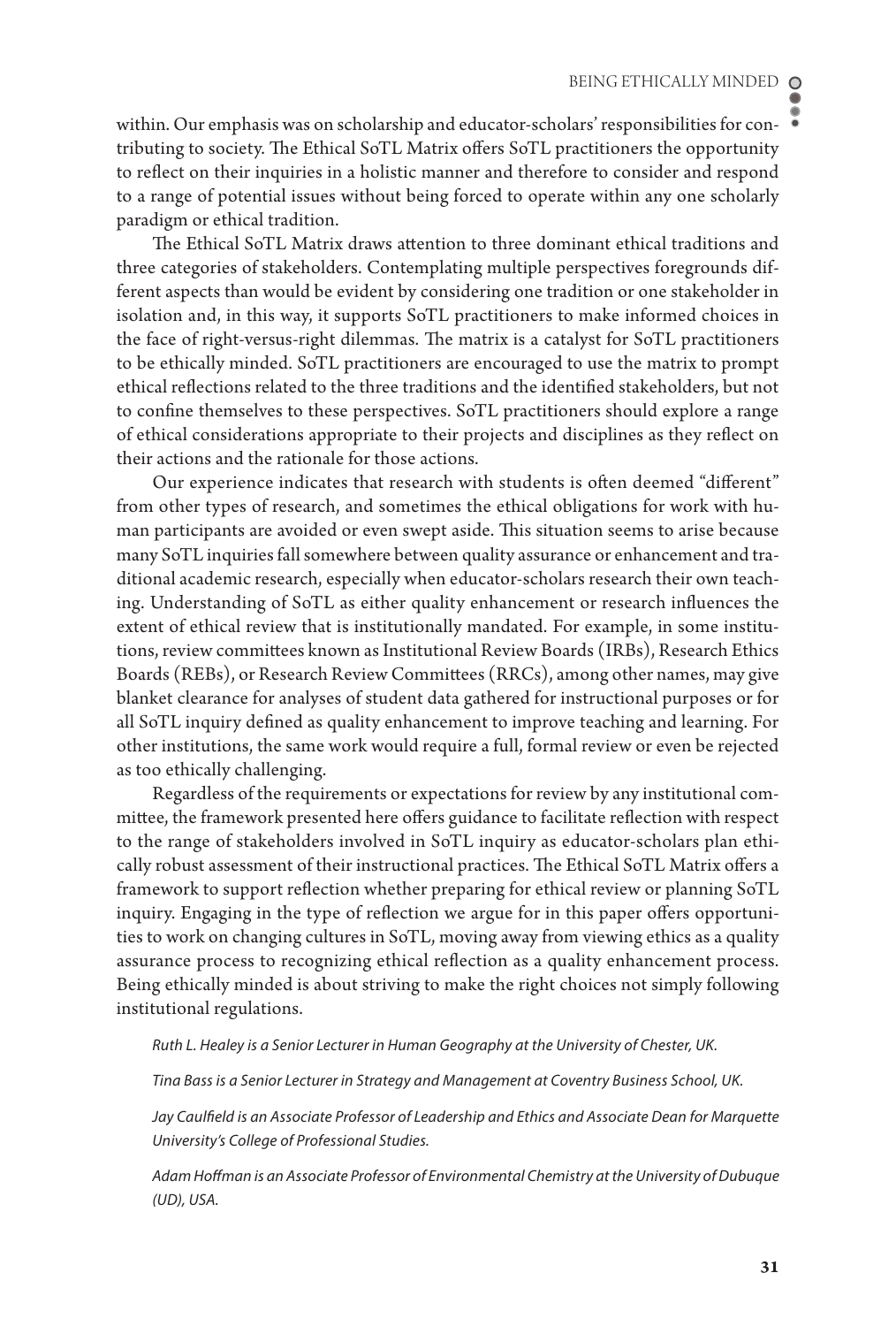within. Our emphasis was on scholarship and educator-scholars' responsibilities for contributing to society. The Ethical SoTL Matrix offers SoTL practitioners the opportunity to reflect on their inquiries in a holistic manner and therefore to consider and respond to a range of potential issues without being forced to operate within any one scholarly paradigm or ethical tradition.

The Ethical SoTL Matrix draws attention to three dominant ethical traditions and three categories of stakeholders. Contemplating multiple perspectives foregrounds different aspects than would be evident by considering one tradition or one stakeholder in isolation and, in this way, it supports SoTL practitioners to make informed choices in the face of right-versus-right dilemmas. The matrix is a catalyst for SoTL practitioners to be ethically minded. SoTL practitioners are encouraged to use the matrix to prompt ethical reflections related to the three traditions and the identified stakeholders, but not to confine themselves to these perspectives. SoTL practitioners should explore a range of ethical considerations appropriate to their projects and disciplines as they reflect on their actions and the rationale for those actions.

Our experience indicates that research with students is often deemed "different" from other types of research, and sometimes the ethical obligations for work with human participants are avoided or even swept aside. This situation seems to arise because many SoTL inquiries fall somewhere between quality assurance or enhancement and traditional academic research, especially when educator-scholars research their own teaching. Understanding of SoTL as either quality enhancement or research influences the extent of ethical review that is institutionally mandated. For example, in some institutions, review committees known as Institutional Review Boards (IRBs), Research Ethics Boards (REBs), or Research Review Committees (RRCs), among other names, may give blanket clearance for analyses of student data gathered for instructional purposes or for all SoTL inquiry defined as quality enhancement to improve teaching and learning. For other institutions, the same work would require a full, formal review or even be rejected as too ethically challenging.

Regardless of the requirements or expectations for review by any institutional committee, the framework presented here offers guidance to facilitate reflection with respect to the range of stakeholders involved in SoTL inquiry as educator-scholars plan ethically robust assessment of their instructional practices. The Ethical SoTL Matrix offers a framework to support reflection whether preparing for ethical review or planning SoTL inquiry. Engaging in the type of reflection we argue for in this paper offers opportunities to work on changing cultures in SoTL, moving away from viewing ethics as a quality assurance process to recognizing ethical reflection as a quality enhancement process. Being ethically minded is about striving to make the right choices not simply following institutional regulations.

*Ruth L. Healey is a Senior Lecturer in Human Geography at the University of Chester, UK.*

*Tina Bass is a Senior Lecturer in Strategy and Management at Coventry Business School, UK.*

*Jay Caulfield is an Associate Professor of Leadership and Ethics and Associate Dean for Marquette University's College of Professional Studies.*

*Adam Hoffman is an Associate Professor of Environmental Chemistry at the University of Dubuque (UD), USA.*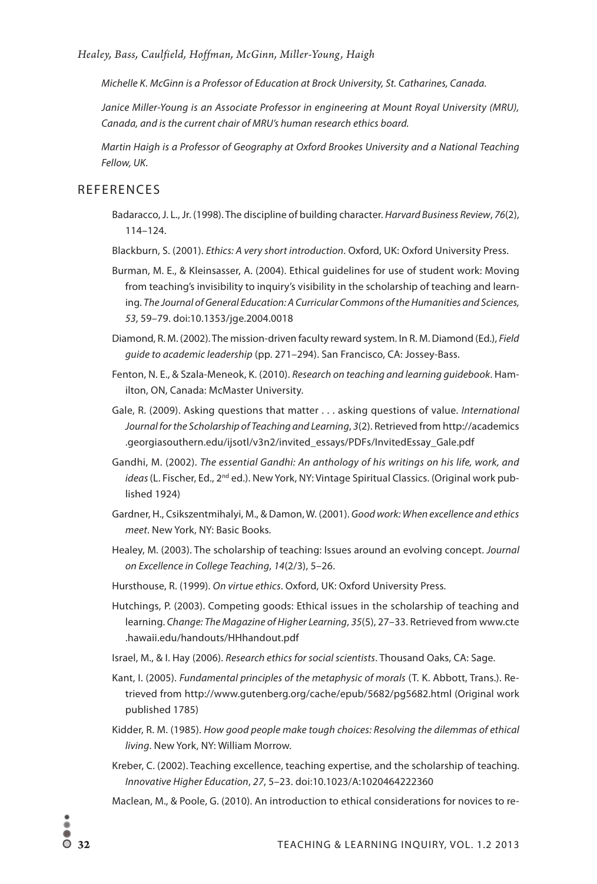*Michelle K. McGinn is a Professor of Education at Brock University, St. Catharines, Canada.*

*Janice Miller-Young is an Associate Professor in engineering at Mount Royal University (MRU), Canada, and is the current chair of MRU's human research ethics board.*

*Martin Haigh is a Professor of Geography at Oxford Brookes University and a National Teaching Fellow, UK.*

## REFERENCES

Badaracco, J. L., Jr. (1998). The discipline of building character. *Harvard Business Review*, *76*(2), 114–124.

Blackburn, S. (2001). *Ethics: A very short introduction*. Oxford, UK: Oxford University Press.

Burman, M. E., & Kleinsasser, A. (2004). Ethical guidelines for use of student work: Moving from teaching's invisibility to inquiry's visibility in the scholarship of teaching and learning. *The Journal of General Education: A Curricular Commons of the Humanities and Sciences, 53*, 59–79. doi:10.1353/jge.2004.0018

Diamond, R. M. (2002). The mission-driven faculty reward system. In R. M. Diamond (Ed.), *Field guide to academic leadership* (pp. 271–294). San Francisco, CA: Jossey-Bass.

Fenton, N. E., & Szala-Meneok, K. (2010). *Research on teaching and learning guidebook*. Hamilton, ON, Canada: McMaster University.

Gale, R. (2009). Asking questions that matter . . . asking questions of value. *International Journal for the Scholarship of Teaching and Learning*, *3*(2). Retrieved from http://academics.georgiasouthern.edu/ijsotl/v3n2/invited_essays/PDFs/InvitedEssay_Gale.pdf

Gandhi, M. (2002). *The essential Gandhi: An anthology of his writings on his life, work, and ideas* (L. Fischer, Ed., 2nd ed.). New York, NY: Vintage Spiritual Classics. (Original work published 1924)

Gardner, H., Csikszentmihalyi, M., & Damon, W. (2001). *Good work: When excellence and ethics meet*. New York, NY: Basic Books.

Healey, M. (2003). The scholarship of teaching: Issues around an evolving concept. *Journal on Excellence in College Teaching*, *14*(2/3), 5–26.

Hursthouse, R. (1999). *On virtue ethics*. Oxford, UK: Oxford University Press.

Hutchings, P. (2003). Competing goods: Ethical issues in the scholarship of teaching and learning. *Change: The Magazine of Higher Learning*, *35*(5), 27–33. Retrieved from www.cte.hawaii.edu/handouts/HHhandout.pdf

Israel, M., & I. Hay (2006). *Research ethics for social scientists*. Thousand Oaks, CA: Sage.

Kant, I. (2005). *Fundamental principles of the metaphysic of morals* (T. K. Abbott, Trans.). Retrieved from http://www.gutenberg.org/cache/epub/5682/pg5682.html (Original work published 1785)

Kidder, R. M. (1985). *How good people make tough choices: Resolving the dilemmas of ethical living*. New York, NY: William Morrow.

Kreber, C. (2002). Teaching excellence, teaching expertise, and the scholarship of teaching. *Innovative Higher Education*, *27*, 5–23. doi:10.1023/A:1020464222360

Maclean, M., & Poole, G. (2010). An introduction to ethical considerations for novices to re-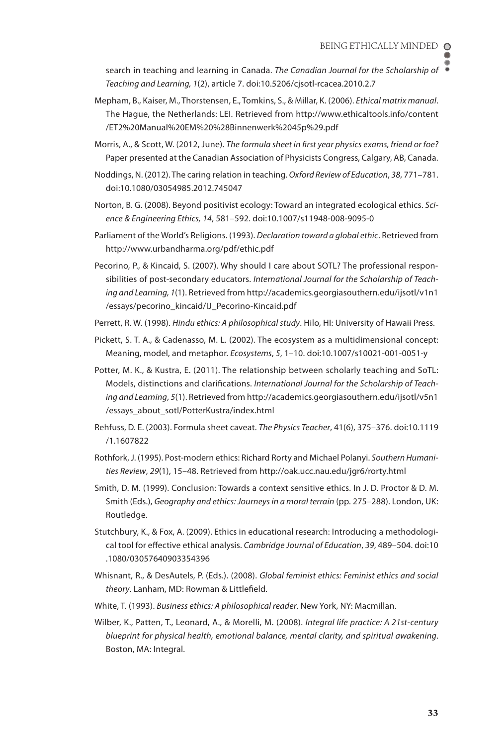search in teaching and learning in Canada. *The Canadian Journal for the Scholarship of Teaching and Learning, 1*(2), article 7. doi:10.5206/cjsotl-rcacea.2010.2.7

Mepham, B., Kaiser, M., Thorstensen, E., Tomkins, S., & Millar, K. (2006). *Ethical matrix manual*. The Hague, the Netherlands: LEI. Retrieved from http://www.ethicaltools.info/content/ET2%20Manual%20EM%20%28Binnenwerk%2045p%29.pdf

Morris, A., & Scott, W. (2012, June). *The formula sheet in first year physics exams, friend or foe?* Paper presented at the Canadian Association of Physicists Congress, Calgary, AB, Canada.

Noddings, N. (2012). The caring relation in teaching. *Oxford Review of Education*, *38*, 771–781. doi:10.1080/03054985.2012.745047

Norton, B. G. (2008). Beyond positivist ecology: Toward an integrated ecological ethics. *Science & Engineering Ethics, 14*, 581–592. doi:10.1007/s11948-008-9095-0

Parliament of the World's Religions. (1993). *Declaration toward a global ethic*. Retrieved from http://www.urbandharma.org/pdf/ethic.pdf

Pecorino, P., & Kincaid, S. (2007). Why should I care about SOTL? The professional responsibilities of post-secondary educators. *International Journal for the Scholarship of Teaching and Learning, 1*(1). Retrieved from http://academics.georgiasouthern.edu/ijsotl/v1n1/essays/pecorino_kincaid/IJ_Pecorino-Kincaid.pdf

Perrett, R. W. (1998). *Hindu ethics: A philosophical study*. Hilo, HI: University of Hawaii Press.

Pickett, S. T. A., & Cadenasso, M. L. (2002). The ecosystem as a multidimensional concept: Meaning, model, and metaphor. *Ecosystems*, *5*, 1–10. doi:10.1007/s10021-001-0051-y

Potter, M. K., & Kustra, E. (2011). The relationship between scholarly teaching and SoTL: Models, distinctions and clarifications. *International Journal for the Scholarship of Teaching and Learning*, *5*(1). Retrieved from http://academics.georgiasouthern.edu/ijsotl/v5n1/essays_about_sotl/PotterKustra/index.html

Rehfuss, D. E. (2003). Formula sheet caveat. *The Physics Teacher*, 41(6), 375–376. doi:10.1119/1.1607822

Rothfork, J. (1995). Post-modern ethics: Richard Rorty and Michael Polanyi. *Southern Humanities Review*, *29*(1), 15–48. Retrieved from http://oak.ucc.nau.edu/jgr6/rorty.html

Smith, D. M. (1999). Conclusion: Towards a context sensitive ethics. In J. D. Proctor & D. M. Smith (Eds.), *Geography and ethics: Journeys in a moral terrain* (pp. 275–288). London, UK: Routledge.

Stutchbury, K., & Fox, A. (2009). Ethics in educational research: Introducing a methodological tool for effective ethical analysis. *Cambridge Journal of Education*, *39*, 489–504. doi:10.1080/03057640903354396

Whisnant, R., & DesAutels, P. (Eds.). (2008). *Global feminist ethics: Feminist ethics and social theory*. Lanham, MD: Rowman & Littlefield.

White, T. (1993). *Business ethics: A philosophical reader*. New York, NY: Macmillan.

Wilber, K., Patten, T., Leonard, A., & Morelli, M. (2008). *Integral life practice: A 21st-century blueprint for physical health, emotional balance, mental clarity, and spiritual awakening*. Boston, MA: Integral.